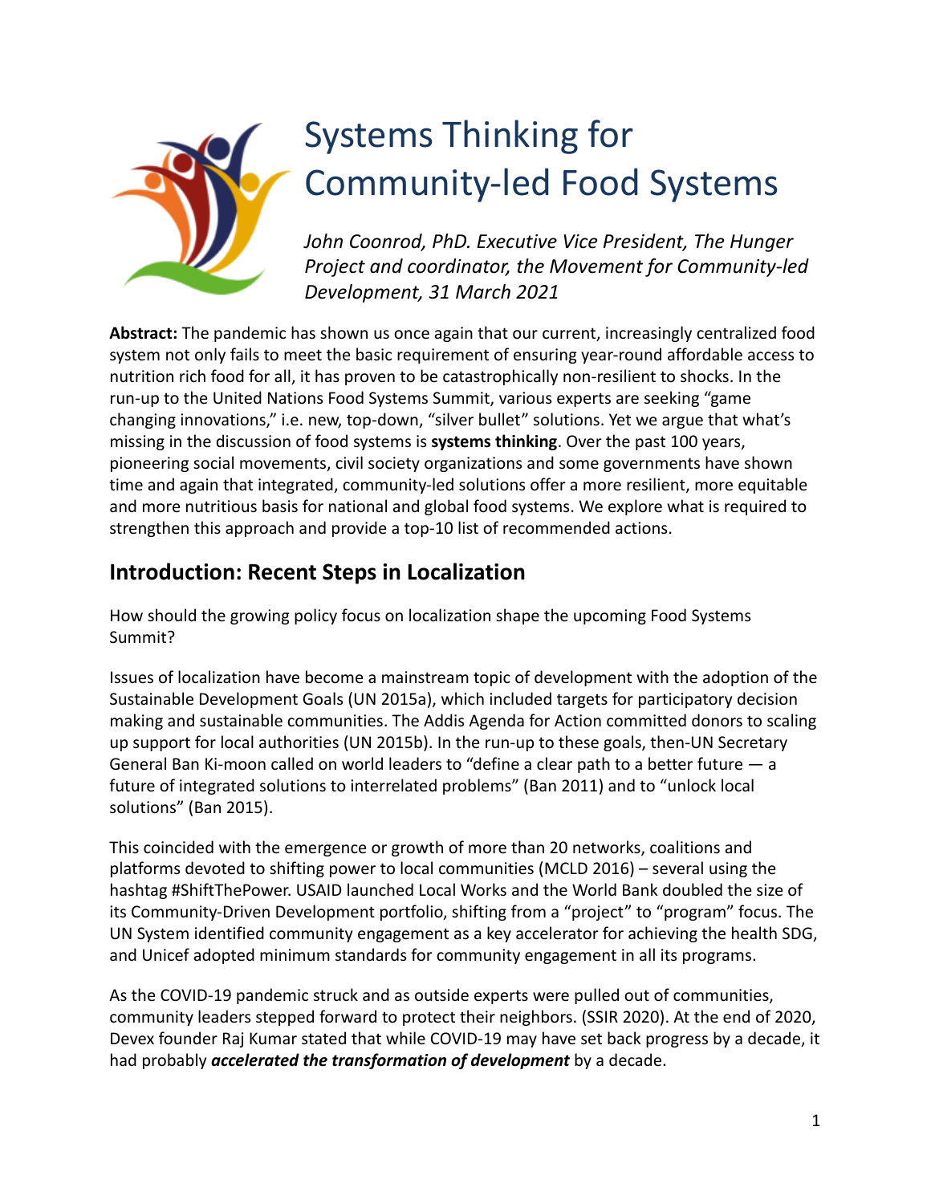# Systems Thinking for Community-led Food Systems

*John Coonrod, PhD. Executive Vice President, The Hunger Project and coordinator, the Movement for Community-led Development, 31 March 2021*

**Abstract:** The pandemic has shown us once again that our current, increasingly centralized food system not only fails to meet the basic requirement of ensuring year-round affordable access to nutrition rich food for all, it has proven to be catastrophically non-resilient to shocks. In the run-up to the United Nations Food Systems Summit, various experts are seeking "game changing innovations," i.e. new, top-down, "silver bullet" solutions. Yet we argue that what's missing in the discussion of food systems is **systems thinking**. Over the past 100 years, pioneering social movements, civil society organizations and some governments have shown time and again that integrated, community-led solutions offer a more resilient, more equitable and more nutritious basis for national and global food systems. We explore what is required to strengthen this approach and provide a top-10 list of recommended actions.

## Introduction: Recent Steps in Localization

How should the growing policy focus on localization shape the upcoming Food Systems Summit?

Issues of localization have become a mainstream topic of development with the adoption of the Sustainable Development Goals (UN 2015a), which included targets for participatory decision making and sustainable communities. The Addis Agenda for Action committed donors to scaling up support for local authorities (UN 2015b). In the run-up to these goals, then-UN Secretary General Ban Ki-moon called on world leaders to "define a clear path to a better future — a future of integrated solutions to interrelated problems" (Ban 2011) and to "unlock local solutions" (Ban 2015).

This coincided with the emergence or growth of more than 20 networks, coalitions and platforms devoted to shifting power to local communities (MCLD 2016) – several using the hashtag #ShiftThePower. USAID launched Local Works and the World Bank doubled the size of its Community-Driven Development portfolio, shifting from a "project" to "program" focus. The UN System identified community engagement as a key accelerator for achieving the health SDG, and Unicef adopted minimum standards for community engagement in all its programs.

As the COVID-19 pandemic struck and as outside experts were pulled out of communities, community leaders stepped forward to protect their neighbors. (SSIR 2020). At the end of 2020, Devex founder Raj Kumar stated that while COVID-19 may have set back progress by a decade, it had probably ***accelerated the transformation of development*** by a decade.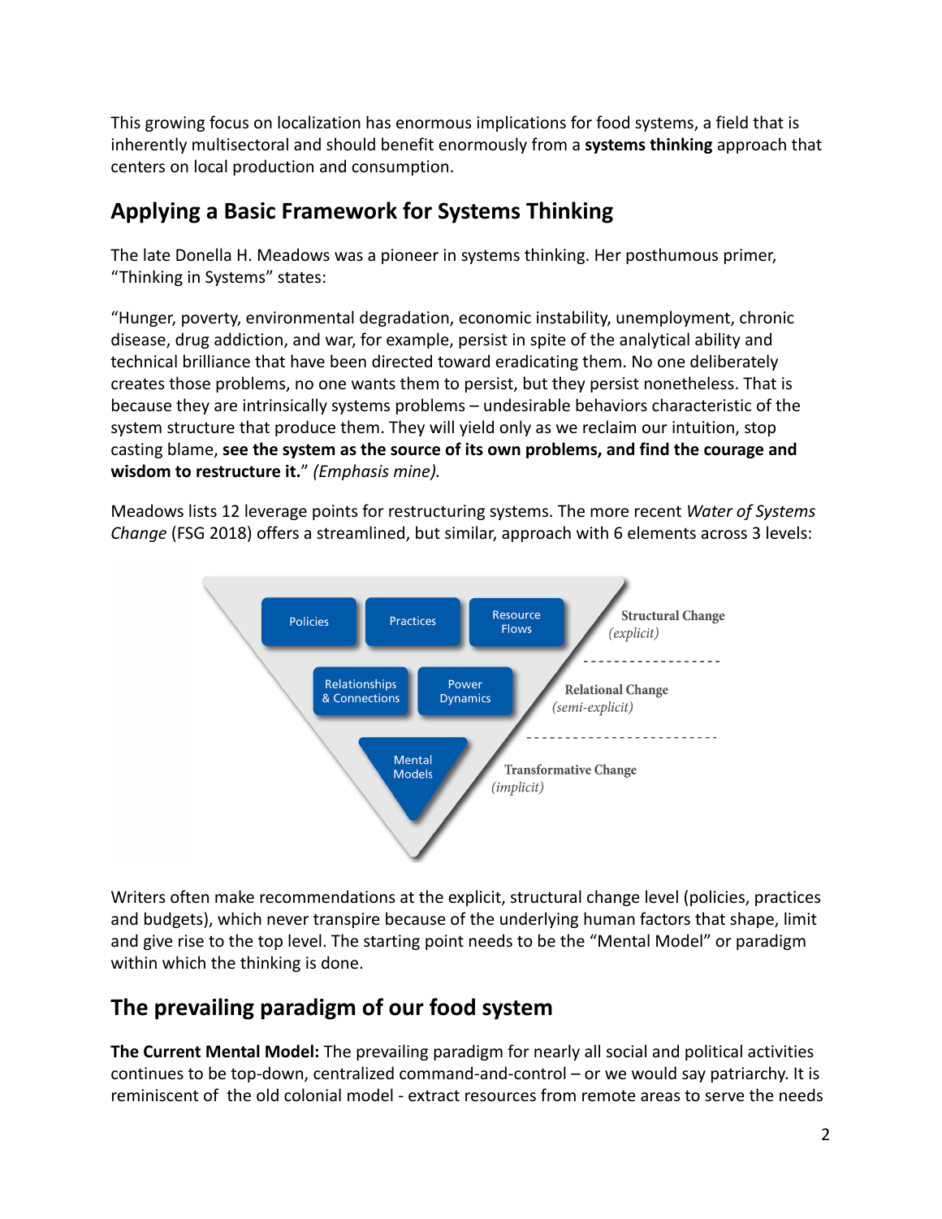This growing focus on localization has enormous implications for food systems, a field that is inherently multisectoral and should benefit enormously from a **systems thinking** approach that centers on local production and consumption.

## Applying a Basic Framework for Systems Thinking

The late Donella H. Meadows was a pioneer in systems thinking. Her posthumous primer, "Thinking in Systems" states:

"Hunger, poverty, environmental degradation, economic instability, unemployment, chronic disease, drug addiction, and war, for example, persist in spite of the analytical ability and technical brilliance that have been directed toward eradicating them. No one deliberately creates those problems, no one wants them to persist, but they persist nonetheless. That is because they are intrinsically systems problems – undesirable behaviors characteristic of the system structure that produce them. They will yield only as we reclaim our intuition, stop casting blame, **see the system as the source of its own problems, and find the courage and wisdom to restructure it.**" *(Emphasis mine).*

Meadows lists 12 leverage points for restructuring systems. The more recent *Water of Systems Change* (FSG 2018) offers a streamlined, but similar, approach with 6 elements across 3 levels:

Policies | Practices | Resource Flows — **Structural Change** *(explicit)*

Relationships & Connections | Power Dynamics — **Relational Change** *(semi-explicit)*

Mental Models — **Transformative Change** *(implicit)*

Writers often make recommendations at the explicit, structural change level (policies, practices and budgets), which never transpire because of the underlying human factors that shape, limit and give rise to the top level. The starting point needs to be the "Mental Model" or paradigm within which the thinking is done.

## The prevailing paradigm of our food system

**The Current Mental Model:** The prevailing paradigm for nearly all social and political activities continues to be top-down, centralized command-and-control – or we would say patriarchy. It is reminiscent of the old colonial model - extract resources from remote areas to serve the needs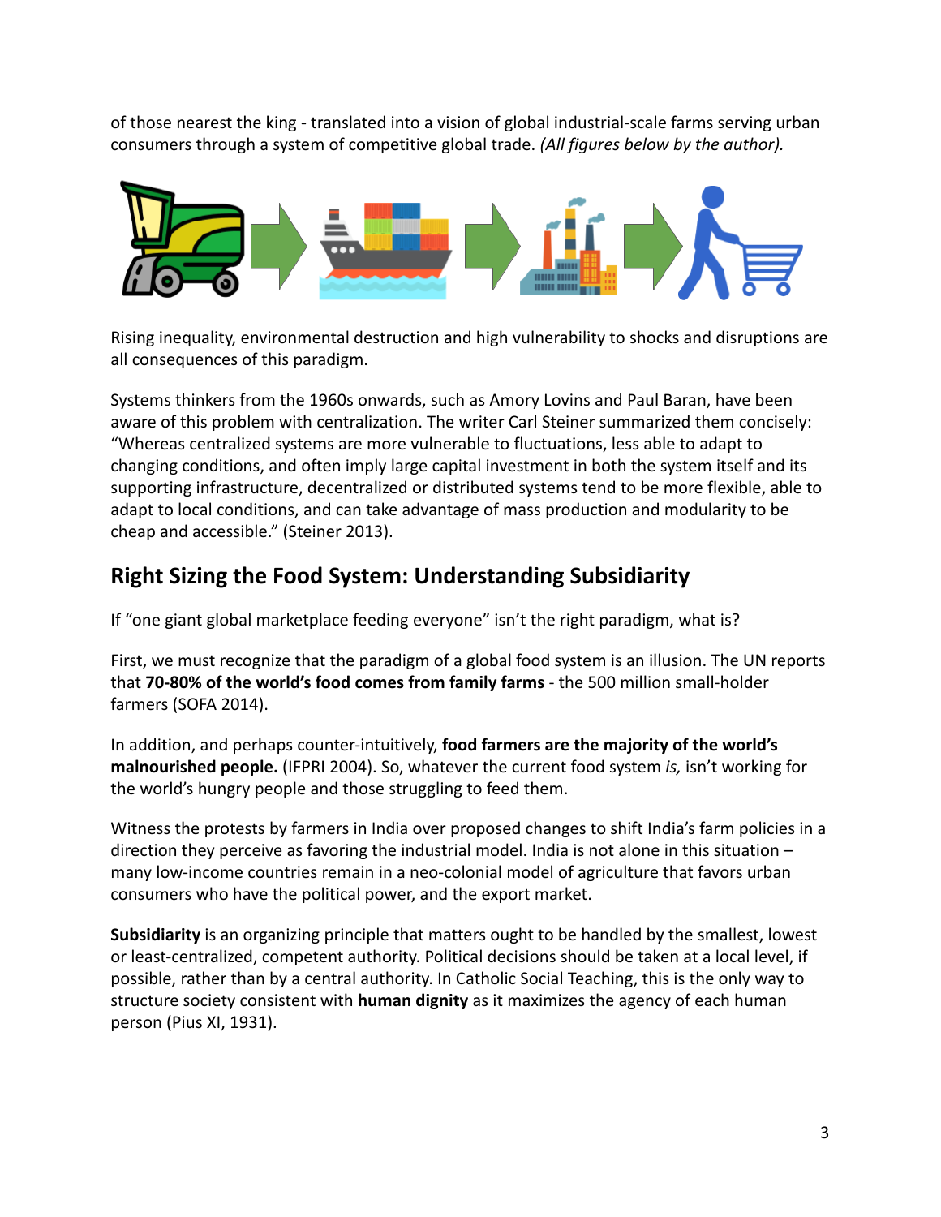of those nearest the king - translated into a vision of global industrial-scale farms serving urban consumers through a system of competitive global trade. *(All figures below by the author).*

Rising inequality, environmental destruction and high vulnerability to shocks and disruptions are all consequences of this paradigm.

Systems thinkers from the 1960s onwards, such as Amory Lovins and Paul Baran, have been aware of this problem with centralization. The writer Carl Steiner summarized them concisely: "Whereas centralized systems are more vulnerable to fluctuations, less able to adapt to changing conditions, and often imply large capital investment in both the system itself and its supporting infrastructure, decentralized or distributed systems tend to be more flexible, able to adapt to local conditions, and can take advantage of mass production and modularity to be cheap and accessible." (Steiner 2013).

## Right Sizing the Food System: Understanding Subsidiarity

If "one giant global marketplace feeding everyone" isn't the right paradigm, what is?

First, we must recognize that the paradigm of a global food system is an illusion. The UN reports that **70-80% of the world's food comes from family farms** - the 500 million small-holder farmers (SOFA 2014).

In addition, and perhaps counter-intuitively, **food farmers are the majority of the world's malnourished people.** (IFPRI 2004). So, whatever the current food system *is,* isn't working for the world's hungry people and those struggling to feed them.

Witness the protests by farmers in India over proposed changes to shift India's farm policies in a direction they perceive as favoring the industrial model. India is not alone in this situation – many low-income countries remain in a neo-colonial model of agriculture that favors urban consumers who have the political power, and the export market.

**Subsidiarity** is an organizing principle that matters ought to be handled by the smallest, lowest or least-centralized, competent authority. Political decisions should be taken at a local level, if possible, rather than by a central authority. In Catholic Social Teaching, this is the only way to structure society consistent with **human dignity** as it maximizes the agency of each human person (Pius XI, 1931).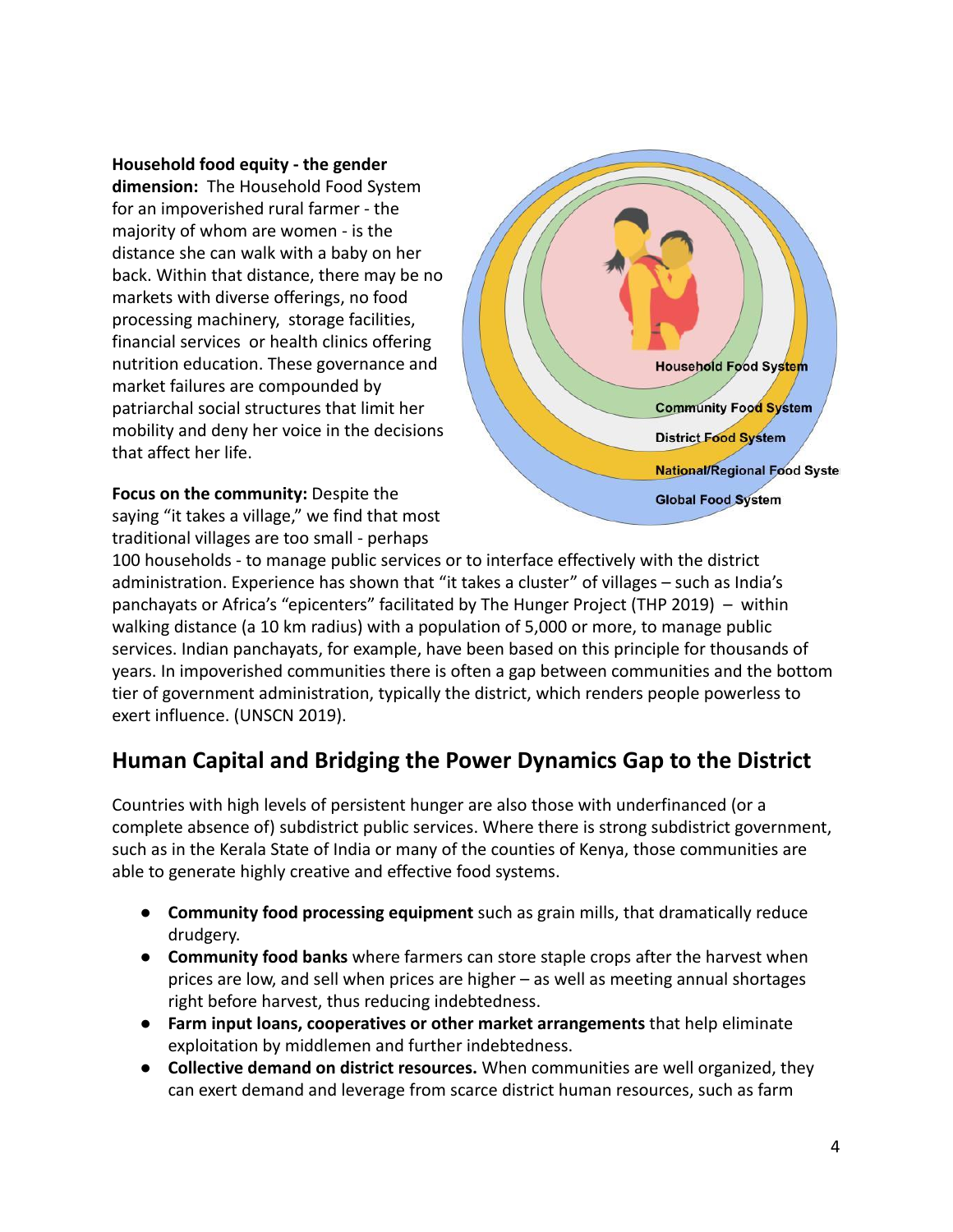**Household food equity - the gender dimension:** The Household Food System for an impoverished rural farmer - the majority of whom are women - is the distance she can walk with a baby on her back. Within that distance, there may be no markets with diverse offerings, no food processing machinery, storage facilities, financial services or health clinics offering nutrition education. These governance and market failures are compounded by patriarchal social structures that limit her mobility and deny her voice in the decisions that affect her life.

**Focus on the community:** Despite the saying "it takes a village," we find that most traditional villages are too small - perhaps 100 households - to manage public services or to interface effectively with the district administration. Experience has shown that "it takes a cluster" of villages – such as India's panchayats or Africa's "epicenters" facilitated by The Hunger Project (THP 2019) – within walking distance (a 10 km radius) with a population of 5,000 or more, to manage public services. Indian panchayats, for example, have been based on this principle for thousands of years. In impoverished communities there is often a gap between communities and the bottom tier of government administration, typically the district, which renders people powerless to exert influence. (UNSCN 2019).

## Human Capital and Bridging the Power Dynamics Gap to the District

Countries with high levels of persistent hunger are also those with underfinanced (or a complete absence of) subdistrict public services. Where there is strong subdistrict government, such as in the Kerala State of India or many of the counties of Kenya, those communities are able to generate highly creative and effective food systems.

- **Community food processing equipment** such as grain mills, that dramatically reduce drudgery.
- **Community food banks** where farmers can store staple crops after the harvest when prices are low, and sell when prices are higher – as well as meeting annual shortages right before harvest, thus reducing indebtedness.
- **Farm input loans, cooperatives or other market arrangements** that help eliminate exploitation by middlemen and further indebtedness.
- **Collective demand on district resources.** When communities are well organized, they can exert demand and leverage from scarce district human resources, such as farm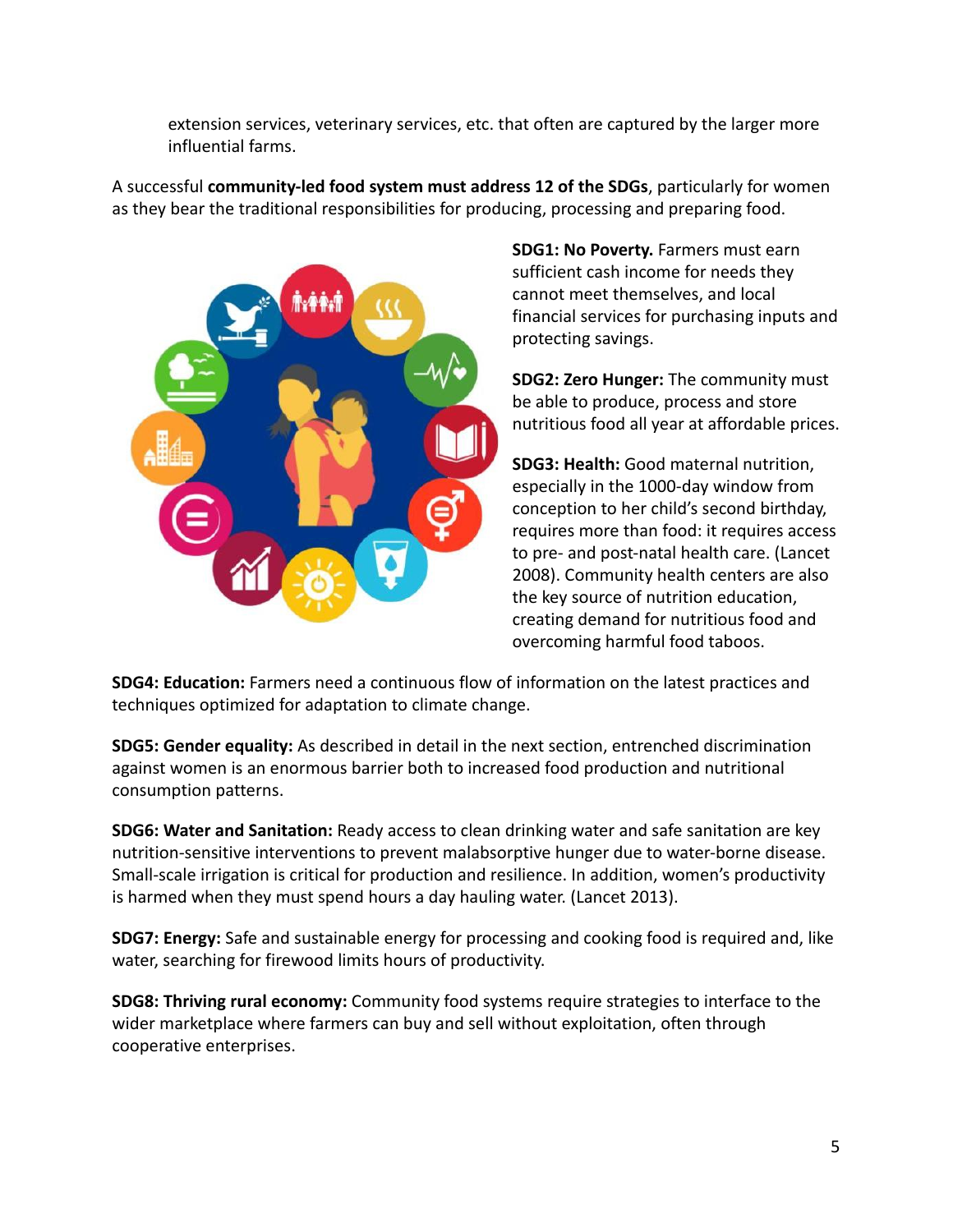extension services, veterinary services, etc. that often are captured by the larger more influential farms.

A successful **community-led food system must address 12 of the SDGs**, particularly for women as they bear the traditional responsibilities for producing, processing and preparing food.

**SDG1: No Poverty.** Farmers must earn sufficient cash income for needs they cannot meet themselves, and local financial services for purchasing inputs and protecting savings.

**SDG2: Zero Hunger:** The community must be able to produce, process and store nutritious food all year at affordable prices.

**SDG3: Health:** Good maternal nutrition, especially in the 1000-day window from conception to her child's second birthday, requires more than food: it requires access to pre- and post-natal health care. (Lancet 2008). Community health centers are also the key source of nutrition education, creating demand for nutritious food and overcoming harmful food taboos.

**SDG4: Education:** Farmers need a continuous flow of information on the latest practices and techniques optimized for adaptation to climate change.

**SDG5: Gender equality:** As described in detail in the next section, entrenched discrimination against women is an enormous barrier both to increased food production and nutritional consumption patterns.

**SDG6: Water and Sanitation:** Ready access to clean drinking water and safe sanitation are key nutrition-sensitive interventions to prevent malabsorptive hunger due to water-borne disease. Small-scale irrigation is critical for production and resilience. In addition, women's productivity is harmed when they must spend hours a day hauling water. (Lancet 2013).

**SDG7: Energy:** Safe and sustainable energy for processing and cooking food is required and, like water, searching for firewood limits hours of productivity.

**SDG8: Thriving rural economy:** Community food systems require strategies to interface to the wider marketplace where farmers can buy and sell without exploitation, often through cooperative enterprises.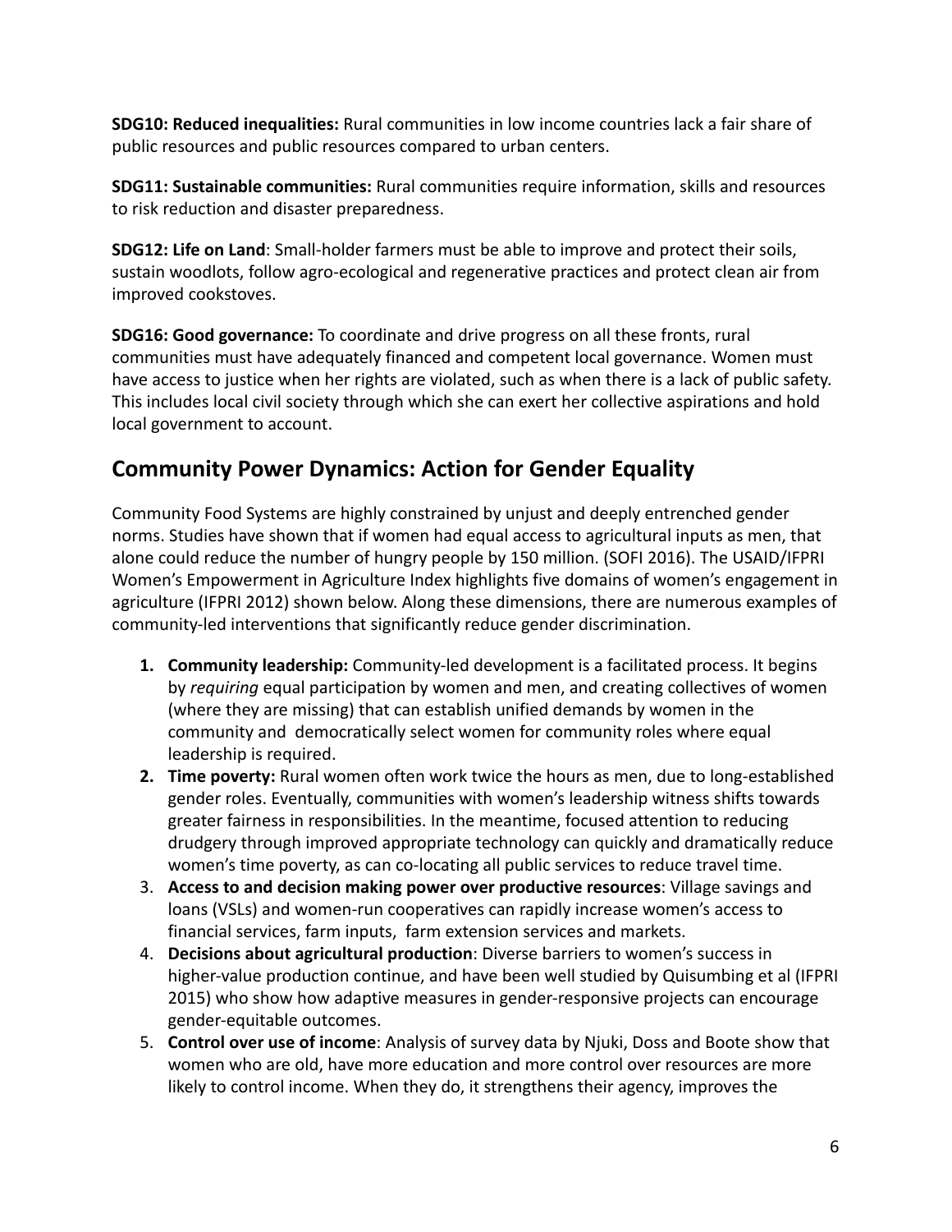**SDG10: Reduced inequalities:** Rural communities in low income countries lack a fair share of public resources and public resources compared to urban centers.

**SDG11: Sustainable communities:** Rural communities require information, skills and resources to risk reduction and disaster preparedness.

**SDG12: Life on Land**: Small-holder farmers must be able to improve and protect their soils, sustain woodlots, follow agro-ecological and regenerative practices and protect clean air from improved cookstoves.

**SDG16: Good governance:** To coordinate and drive progress on all these fronts, rural communities must have adequately financed and competent local governance. Women must have access to justice when her rights are violated, such as when there is a lack of public safety. This includes local civil society through which she can exert her collective aspirations and hold local government to account.

## Community Power Dynamics: Action for Gender Equality

Community Food Systems are highly constrained by unjust and deeply entrenched gender norms. Studies have shown that if women had equal access to agricultural inputs as men, that alone could reduce the number of hungry people by 150 million. (SOFI 2016). The USAID/IFPRI Women's Empowerment in Agriculture Index highlights five domains of women's engagement in agriculture (IFPRI 2012) shown below. Along these dimensions, there are numerous examples of community-led interventions that significantly reduce gender discrimination.

1. **Community leadership:** Community-led development is a facilitated process. It begins by *requiring* equal participation by women and men, and creating collectives of women (where they are missing) that can establish unified demands by women in the community and democratically select women for community roles where equal leadership is required.
2. **Time poverty:** Rural women often work twice the hours as men, due to long-established gender roles. Eventually, communities with women's leadership witness shifts towards greater fairness in responsibilities. In the meantime, focused attention to reducing drudgery through improved appropriate technology can quickly and dramatically reduce women's time poverty, as can co-locating all public services to reduce travel time.
3. **Access to and decision making power over productive resources**: Village savings and loans (VSLs) and women-run cooperatives can rapidly increase women's access to financial services, farm inputs, farm extension services and markets.
4. **Decisions about agricultural production**: Diverse barriers to women's success in higher-value production continue, and have been well studied by Quisumbing et al (IFPRI 2015) who show how adaptive measures in gender-responsive projects can encourage gender-equitable outcomes.
5. **Control over use of income**: Analysis of survey data by Njuki, Doss and Boote show that women who are old, have more education and more control over resources are more likely to control income. When they do, it strengthens their agency, improves the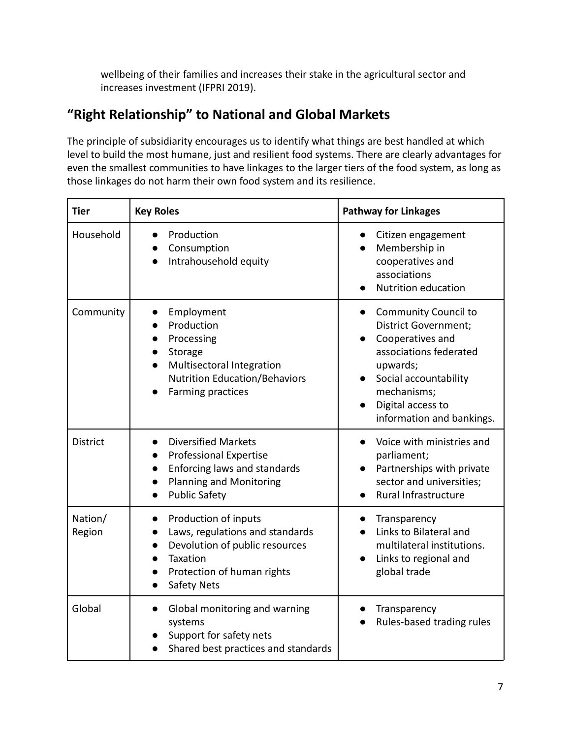wellbeing of their families and increases their stake in the agricultural sector and increases investment (IFPRI 2019).

## "Right Relationship" to National and Global Markets

The principle of subsidiarity encourages us to identify what things are best handled at which level to build the most humane, just and resilient food systems. There are clearly advantages for even the smallest communities to have linkages to the larger tiers of the food system, as long as those linkages do not harm their own food system and its resilience.

| Tier | Key Roles | Pathway for Linkages |
|---|---|---|
| Household | • Production<br>• Consumption<br>• Intrahousehold equity | • Citizen engagement<br>• Membership in cooperatives and associations<br>• Nutrition education |
| Community | • Employment<br>• Production<br>• Processing<br>• Storage<br>• Multisectoral Integration Nutrition Education/Behaviors<br>• Farming practices | • Community Council to District Government;<br>• Cooperatives and associations federated upwards;<br>• Social accountability mechanisms;<br>• Digital access to information and bankings. |
| District | • Diversified Markets<br>• Professional Expertise<br>• Enforcing laws and standards<br>• Planning and Monitoring<br>• Public Safety | • Voice with ministries and parliament;<br>• Partnerships with private sector and universities;<br>• Rural Infrastructure |
| Nation/ Region | • Production of inputs<br>• Laws, regulations and standards<br>• Devolution of public resources<br>• Taxation<br>• Protection of human rights<br>• Safety Nets | • Transparency<br>• Links to Bilateral and multilateral institutions.<br>• Links to regional and global trade |
| Global | • Global monitoring and warning systems<br>• Support for safety nets<br>• Shared best practices and standards | • Transparency<br>• Rules-based trading rules |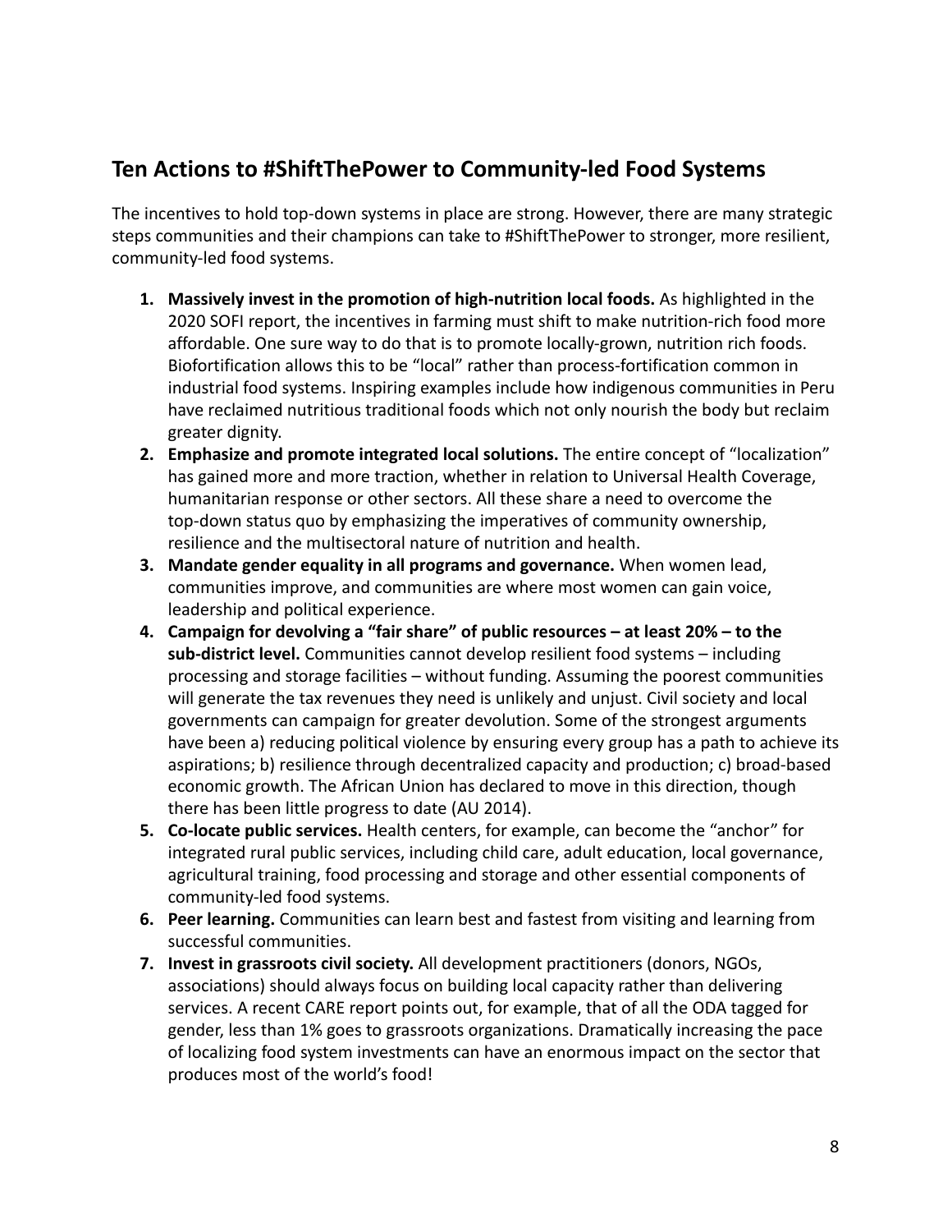## Ten Actions to #ShiftThePower to Community-led Food Systems

The incentives to hold top-down systems in place are strong. However, there are many strategic steps communities and their champions can take to #ShiftThePower to stronger, more resilient, community-led food systems.

1. **Massively invest in the promotion of high-nutrition local foods.** As highlighted in the 2020 SOFI report, the incentives in farming must shift to make nutrition-rich food more affordable. One sure way to do that is to promote locally-grown, nutrition rich foods. Biofortification allows this to be "local" rather than process-fortification common in industrial food systems. Inspiring examples include how indigenous communities in Peru have reclaimed nutritious traditional foods which not only nourish the body but reclaim greater dignity.
2. **Emphasize and promote integrated local solutions.** The entire concept of "localization" has gained more and more traction, whether in relation to Universal Health Coverage, humanitarian response or other sectors. All these share a need to overcome the top-down status quo by emphasizing the imperatives of community ownership, resilience and the multisectoral nature of nutrition and health.
3. **Mandate gender equality in all programs and governance.** When women lead, communities improve, and communities are where most women can gain voice, leadership and political experience.
4. **Campaign for devolving a "fair share" of public resources – at least 20% – to the sub-district level.** Communities cannot develop resilient food systems – including processing and storage facilities – without funding. Assuming the poorest communities will generate the tax revenues they need is unlikely and unjust. Civil society and local governments can campaign for greater devolution. Some of the strongest arguments have been a) reducing political violence by ensuring every group has a path to achieve its aspirations; b) resilience through decentralized capacity and production; c) broad-based economic growth. The African Union has declared to move in this direction, though there has been little progress to date (AU 2014).
5. **Co-locate public services.** Health centers, for example, can become the "anchor" for integrated rural public services, including child care, adult education, local governance, agricultural training, food processing and storage and other essential components of community-led food systems.
6. **Peer learning.** Communities can learn best and fastest from visiting and learning from successful communities.
7. **Invest in grassroots civil society.** All development practitioners (donors, NGOs, associations) should always focus on building local capacity rather than delivering services. A recent CARE report points out, for example, that of all the ODA tagged for gender, less than 1% goes to grassroots organizations. Dramatically increasing the pace of localizing food system investments can have an enormous impact on the sector that produces most of the world's food!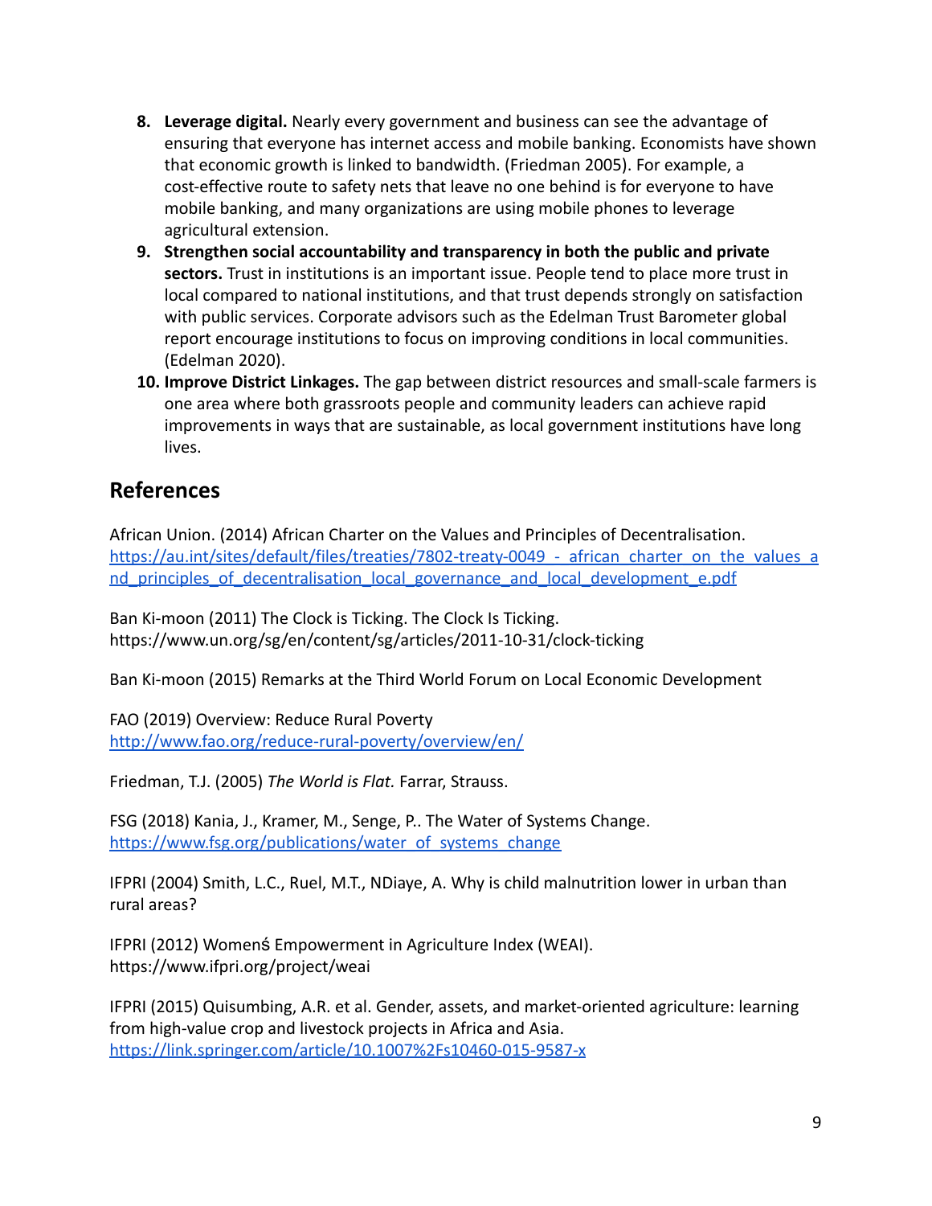8. **Leverage digital.** Nearly every government and business can see the advantage of ensuring that everyone has internet access and mobile banking. Economists have shown that economic growth is linked to bandwidth. (Friedman 2005). For example, a cost-effective route to safety nets that leave no one behind is for everyone to have mobile banking, and many organizations are using mobile phones to leverage agricultural extension.
9. **Strengthen social accountability and transparency in both the public and private sectors.** Trust in institutions is an important issue. People tend to place more trust in local compared to national institutions, and that trust depends strongly on satisfaction with public services. Corporate advisors such as the Edelman Trust Barometer global report encourage institutions to focus on improving conditions in local communities. (Edelman 2020).
10. **Improve District Linkages.** The gap between district resources and small-scale farmers is one area where both grassroots people and community leaders can achieve rapid improvements in ways that are sustainable, as local government institutions have long lives.

## References

African Union. (2014) African Charter on the Values and Principles of Decentralisation. https://au.int/sites/default/files/treaties/7802-treaty-0049_-_african_charter_on_the_values_and_principles_of_decentralisation_local_governance_and_local_development_e.pdf

Ban Ki-moon (2011) The Clock is Ticking. The Clock Is Ticking. https://www.un.org/sg/en/content/sg/articles/2011-10-31/clock-ticking

Ban Ki-moon (2015) Remarks at the Third World Forum on Local Economic Development

FAO (2019) Overview: Reduce Rural Poverty http://www.fao.org/reduce-rural-poverty/overview/en/

Friedman, T.J. (2005) *The World is Flat.* Farrar, Strauss.

FSG (2018) Kania, J., Kramer, M., Senge, P.. The Water of Systems Change. https://www.fsg.org/publications/water_of_systems_change

IFPRI (2004) Smith, L.C., Ruel, M.T., NDiaye, A. Why is child malnutrition lower in urban than rural areas?

IFPRI (2012) Womenś Empowerment in Agriculture Index (WEAI). https://www.ifpri.org/project/weai

IFPRI (2015) Quisumbing, A.R. et al. Gender, assets, and market-oriented agriculture: learning from high-value crop and livestock projects in Africa and Asia. https://link.springer.com/article/10.1007%2Fs10460-015-9587-x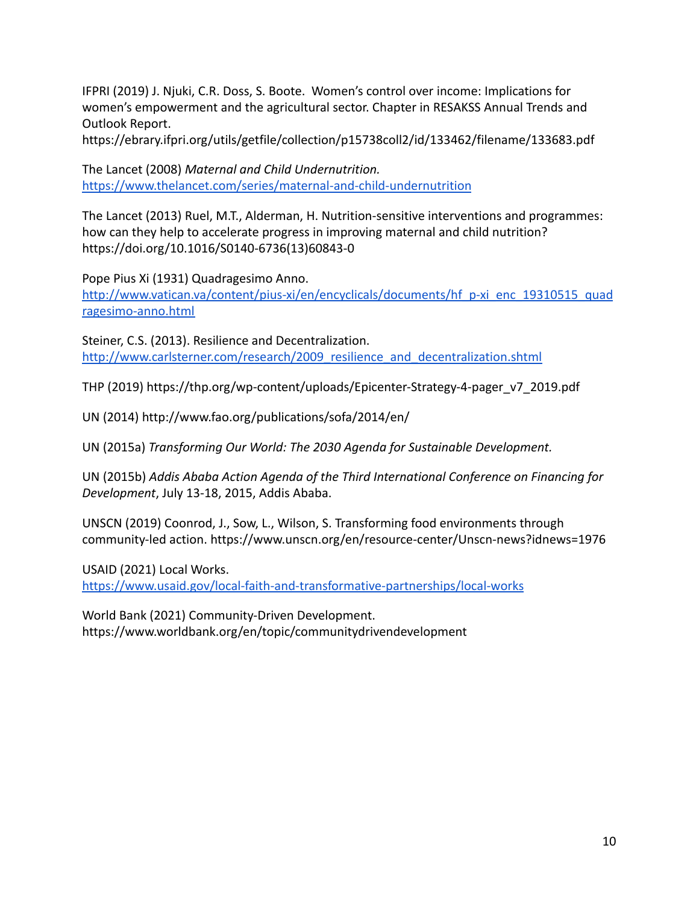IFPRI (2019) J. Njuki, C.R. Doss, S. Boote. Women's control over income: Implications for women's empowerment and the agricultural sector. Chapter in RESAKSS Annual Trends and Outlook Report.
https://ebrary.ifpri.org/utils/getfile/collection/p15738coll2/id/133462/filename/133683.pdf

The Lancet (2008) *Maternal and Child Undernutrition.*
https://www.thelancet.com/series/maternal-and-child-undernutrition

The Lancet (2013) Ruel, M.T., Alderman, H. Nutrition-sensitive interventions and programmes: how can they help to accelerate progress in improving maternal and child nutrition? https://doi.org/10.1016/S0140-6736(13)60843-0

Pope Pius Xi (1931) Quadragesimo Anno.
http://www.vatican.va/content/pius-xi/en/encyclicals/documents/hf_p-xi_enc_19310515_quadragesimo-anno.html

Steiner, C.S. (2013). Resilience and Decentralization.
http://www.carlsterner.com/research/2009_resilience_and_decentralization.shtml

THP (2019) https://thp.org/wp-content/uploads/Epicenter-Strategy-4-pager_v7_2019.pdf

UN (2014) http://www.fao.org/publications/sofa/2014/en/

UN (2015a) *Transforming Our World: The 2030 Agenda for Sustainable Development.*

UN (2015b) *Addis Ababa Action Agenda of the Third International Conference on Financing for Development*, July 13-18, 2015, Addis Ababa.

UNSCN (2019) Coonrod, J., Sow, L., Wilson, S. Transforming food environments through community-led action. https://www.unscn.org/en/resource-center/Unscn-news?idnews=1976

USAID (2021) Local Works.
https://www.usaid.gov/local-faith-and-transformative-partnerships/local-works

World Bank (2021) Community-Driven Development.
https://www.worldbank.org/en/topic/communitydrivendevelopment